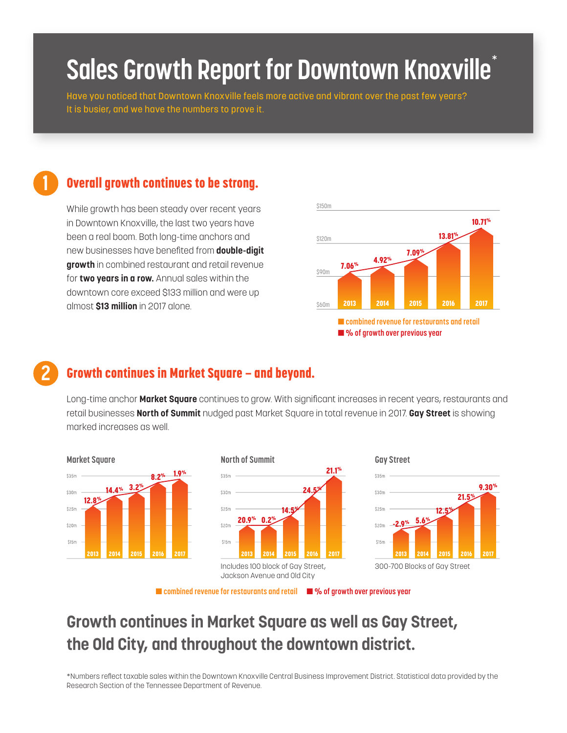# Sales Growth Report for Downtown Knoxville*

Have you noticed that Downtown Knoxville feels more active and vibrant over the past few years? It is busier, and we have the numbers to prove it.

## 1 Overall growth continues to be strong.

While growth has been steady over recent years in Downtown Knoxville, the last two years have been a real boom. Both long-time anchors and new businesses have benefited from **double-digit growth** in combined restaurant and retail revenue for **two years in a row.** Annual sales within the downtown core exceed $133 million and were up almost **$13 million** in 2017 alone.

| Year | % of growth over previous year |
|---|---|
| 2013 | 7.06% |
| 2014 | 4.92% |
| 2015 | 7.09% |
| 2016 | 13.81% |
| 2017 | 10.71% |

■ combined revenue for restaurants and retail
■ % of growth over previous year

## 2 Growth continues in Market Square – and beyond.

Long-time anchor **Market Square** continues to grow. With significant increases in recent years, restaurants and retail businesses **North of Summit** nudged past Market Square in total revenue in 2017. **Gay Street** is showing marked increases as well.

| Year | Market Square | North of Summit | Gay Street |
|---|---|---|---|
| 2013 | 12.8% | 20.9% | -2.9% |
| 2014 | 14.4% | 0.2% | 5.6% |
| 2015 | 3.2% | 14.5% | 12.5% |
| 2016 | 8.2% | 24.5% | 21.5% |
| 2017 | 1.9% | 21.1% | 9.30% |

North of Summit: Includes 100 block of Gay Street, Jackson Avenue and Old City

Gay Street: 300-700 Blocks of Gay Street

■ combined revenue for restaurants and retail ■ % of growth over previous year

## Growth continues in Market Square as well as Gay Street, the Old City, and throughout the downtown district.

*Numbers reflect taxable sales within the Downtown Knoxville Central Business Improvement District. Statistical data provided by the Research Section of the Tennessee Department of Revenue.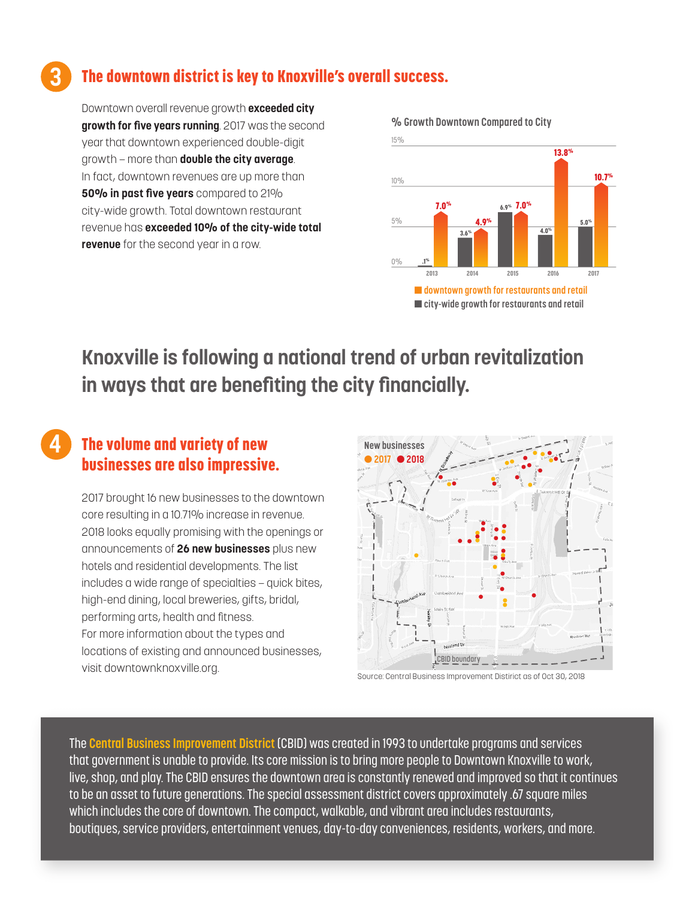## 3 The downtown district is key to Knoxville's overall success.

Downtown overall revenue growth **exceeded city growth for five years running**. 2017 was the second year that downtown experienced double-digit growth – more than **double the city average**. In fact, downtown revenues are up more than **50% in past five years** compared to 21% city-wide growth. Total downtown restaurant revenue has **exceeded 10% of the city-wide total revenue** for the second year in a row.

% Growth Downtown Compared to City

15%
10%
5%
0%

2013: .1% 7.0%
2014: 3.6% 4.9%
2015: 6.9% 7.0%
2016: 4.0% 13.8%
2017: 5.0% 10.7%

downtown growth for restaurants and retail
city-wide growth for restaurants and retail

## Knoxville is following a national trend of urban revitalization in ways that are benefiting the city financially.

## 4 The volume and variety of new businesses are also impressive.

2017 brought 16 new businesses to the downtown core resulting in a 10.71% increase in revenue. 2018 looks equally promising with the openings or announcements of **26 new businesses** plus new hotels and residential developments. The list includes a wide range of specialties – quick bites, high-end dining, local breweries, gifts, bridal, performing arts, health and fitness. For more information about the types and locations of existing and announced businesses, visit downtownknoxville.org.

New businesses
2017 2018

CBID boundary

Source: Central Business Improvement Distirict as of Oct 30, 2018

The **Central Business Improvement District** (CBID) was created in 1993 to undertake programs and services that government is unable to provide. Its core mission is to bring more people to Downtown Knoxville to work, live, shop, and play. The CBID ensures the downtown area is constantly renewed and improved so that it continues to be an asset to future generations. The special assessment district covers approximately .67 square miles which includes the core of downtown. The compact, walkable, and vibrant area includes restaurants, boutiques, service providers, entertainment venues, day-to-day conveniences, residents, workers, and more.